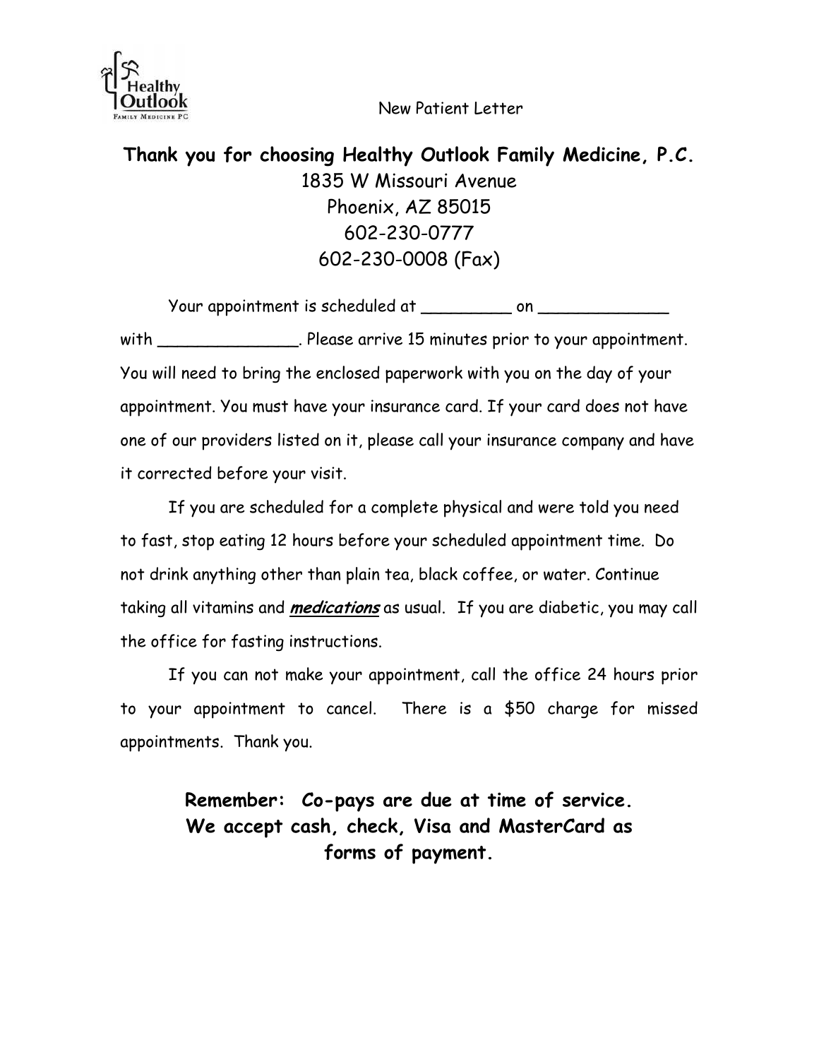Healthy Outlook
FAMILY MEDICINE PC

New Patient Letter

**Thank you for choosing Healthy Outlook Family Medicine, P.C.**

1835 W Missouri Avenue
Phoenix, AZ 85015
602-230-0777
602-230-0008 (Fax)

Your appointment is scheduled at _________ on _____________ with ______________. Please arrive 15 minutes prior to your appointment. You will need to bring the enclosed paperwork with you on the day of your appointment. You must have your insurance card. If your card does not have one of our providers listed on it, please call your insurance company and have it corrected before your visit.

If you are scheduled for a complete physical and were told you need to fast, stop eating 12 hours before your scheduled appointment time. Do not drink anything other than plain tea, black coffee, or water. Continue taking all vitamins and ***medications*** as usual. If you are diabetic, you may call the office for fasting instructions.

If you can not make your appointment, call the office 24 hours prior to your appointment to cancel. There is a $50 charge for missed appointments. Thank you.

**Remember: Co-pays are due at time of service. We accept cash, check, Visa and MasterCard as forms of payment.**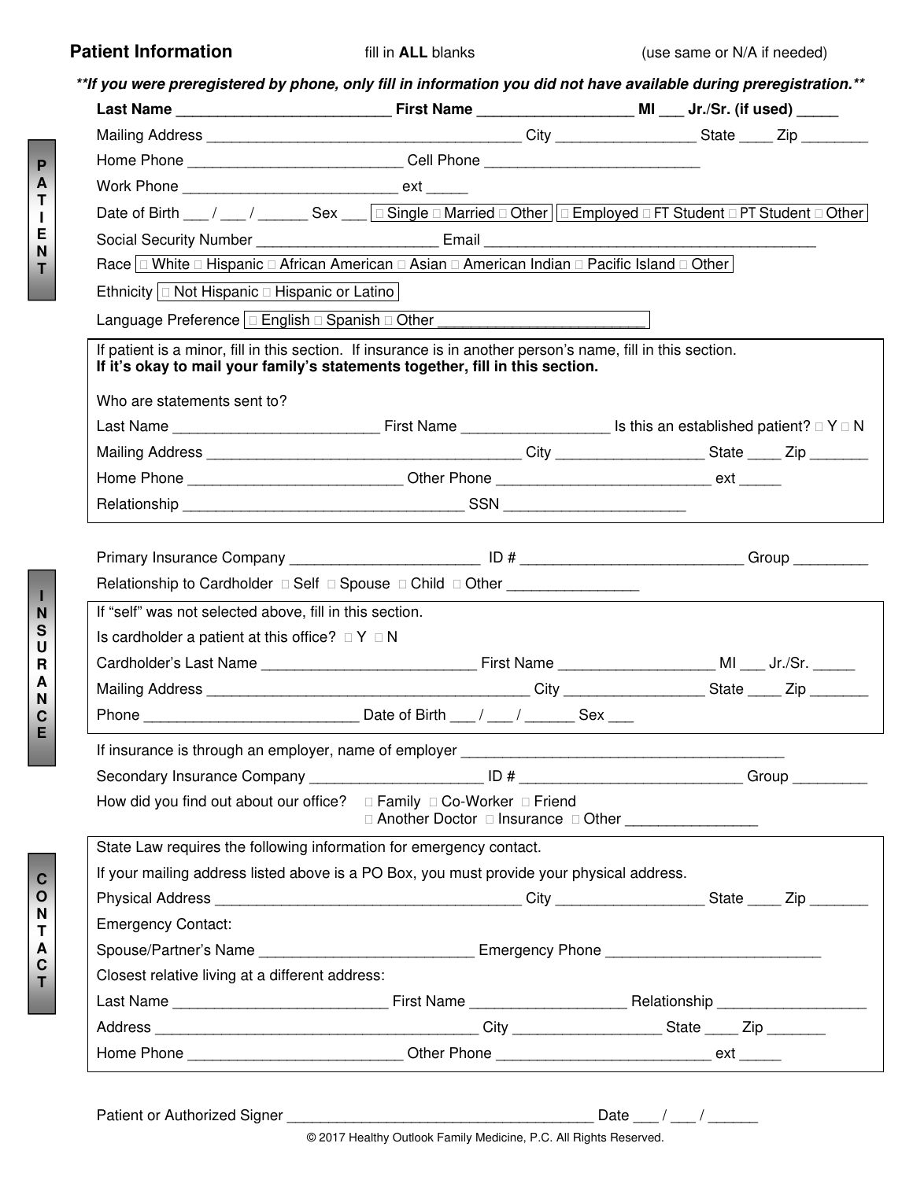## Patient Information

fill in **ALL** blanks (use same or N/A if needed)

***If you were preregistered by phone, only fill in information you did not have available during preregistration.***

### PATIENT

**Last Name** __________________________ **First Name** ___________________ **MI** ___ **Jr./Sr. (if used)** _____

Mailing Address _______________________________________ City _________________ State ____ Zip ________

Home Phone __________________________ Cell Phone __________________________

Work Phone __________________________ ext _____

Date of Birth ___ / ___ / ______ Sex ___ ☐ Single ☐ Married ☐ Other ☐ Employed ☐ FT Student ☐ PT Student ☐ Other

Social Security Number ______________________ Email __________________________________________

Race ☐ White ☐ Hispanic ☐ African American ☐ Asian ☐ American Indian ☐ Pacific Island ☐ Other

Ethnicity ☐ Not Hispanic ☐ Hispanic or Latino

Language Preference ☐ English ☐ Spanish ☐ Other _________________________

If patient is a minor, fill in this section. If insurance is in another person's name, fill in this section.
**If it's okay to mail your family's statements together, fill in this section.**

Who are statements sent to?

Last Name _________________________ First Name _________________ Is this an established patient? ☐ Y ☐ N

Mailing Address ______________________________________ City _________________ State ____ Zip _______

Home Phone _________________________ Other Phone __________________________ ext _____

Relationship __________________________________ SSN ______________________

### INSURANCE

Primary Insurance Company _______________________ ID # ___________________________ Group _________

Relationship to Cardholder ☐ Self ☐ Spouse ☐ Child ☐ Other ________________

If "self" was not selected above, fill in this section.

Is cardholder a patient at this office? ☐ Y ☐ N

Cardholder's Last Name _________________________ First Name __________________ MI ___ Jr./Sr. _____

Mailing Address _______________________________________ City _________________ State ____ Zip _______

Phone __________________________ Date of Birth ___ / ___ / ______ Sex ___

If insurance is through an employer, name of employer _______________________________________

Secondary Insurance Company _____________________ ID # ___________________________ Group _________

How did you find out about our office? ☐ Family ☐ Co-Worker ☐ Friend ☐ Another Doctor ☐ Insurance ☐ Other ________________

### CONTACT

State Law requires the following information for emergency contact.

If your mailing address listed above is a PO Box, you must provide your physical address.

Physical Address ____________________________________ City _________________ State ____ Zip _______

Emergency Contact:

Spouse/Partner's Name __________________________ Emergency Phone __________________________

Closest relative living at a different address:

Last Name __________________________ First Name ___________________ Relationship _________________

Address _______________________________________ City __________________ State ____ Zip _______

Home Phone __________________________ Other Phone __________________________ ext _____

Patient or Authorized Signer _____________________________________ Date ___ / ___ / ______

© 2017 Healthy Outlook Family Medicine, P.C. All Rights Reserved.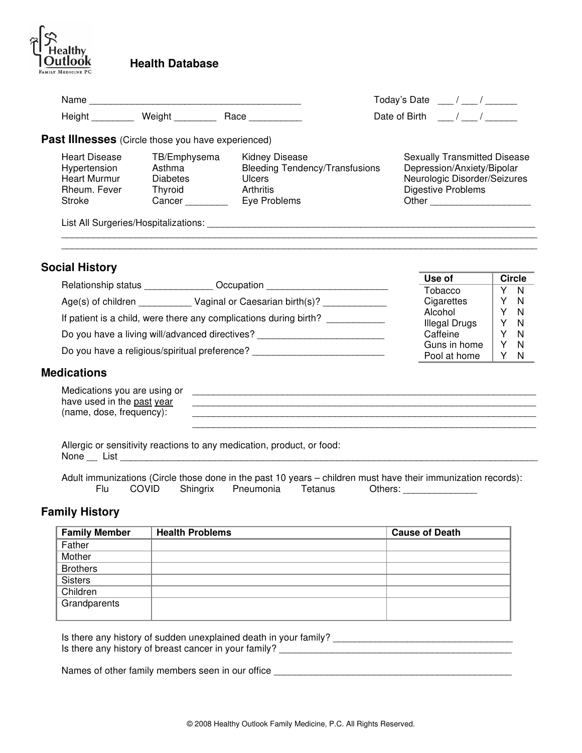Healthy Outlook
FAMILY MEDICINE PC

# Health Database

Name ________________________________________ Today's Date ___ / ___ / ______

Height ________ Weight ________ Race __________ Date of Birth ___ / ___ / ______

## Past Illnesses (Circle those you have experienced)

| | | | |
|---|---|---|---|
| Heart Disease | TB/Emphysema | Kidney Disease | Sexually Transmitted Disease |
| Hypertension | Asthma | Bleeding Tendency/Transfusions | Depression/Anxiety/Bipolar |
| Heart Murmur | Diabetes | Ulcers | Neurologic Disorder/Seizures |
| Rheum. Fever | Thyroid | Arthritis | Digestive Problems |
| Stroke | Cancer ________ | Eye Problems | Other ___________________ |

List All Surgeries/Hospitalizations: ____________________________________________________________
______________________________________________________________________________________________
______________________________________________________________________________________________

## Social History

Relationship status _____________ Occupation _______________________

Age(s) of children __________ Vaginal or Caesarian birth(s)? ____________

If patient is a child, were there any complications during birth? ___________

Do you have a living will/advanced directives? ________________________

Do you have a religious/spiritual preference? _________________________

| Use of | Circle |
|---|---|
| Tobacco | Y N |
| Cigarettes | Y N |
| Alcohol | Y N |
| Illegal Drugs | Y N |
| Caffeine | Y N |
| Guns in home | Y N |
| Pool at home | Y N |

## Medications

Medications you are using or have used in the past year (name, dose, frequency): ____________________________________________________________
____________________________________________________________
____________________________________________________________
____________________________________________________________

Allergic or sensitivity reactions to any medication, product, or food:
None __ List ____________________________________________________________________________________

Adult immunizations (Circle those done in the past 10 years – children must have their immunization records):
Flu COVID Shingrix Pneumonia Tetanus Others: ______________

## Family History

| Family Member | Health Problems | Cause of Death |
|---|---|---|
| Father | | |
| Mother | | |
| Brothers | | |
| Sisters | | |
| Children | | |
| Grandparents | | |

Is there any history of sudden unexplained death in your family? ___________________________________
Is there any history of breast cancer in your family? ____________________________________________

Names of other family members seen in our office ______________________________________________

© 2008 Healthy Outlook Family Medicine, P.C. All Rights Reserved.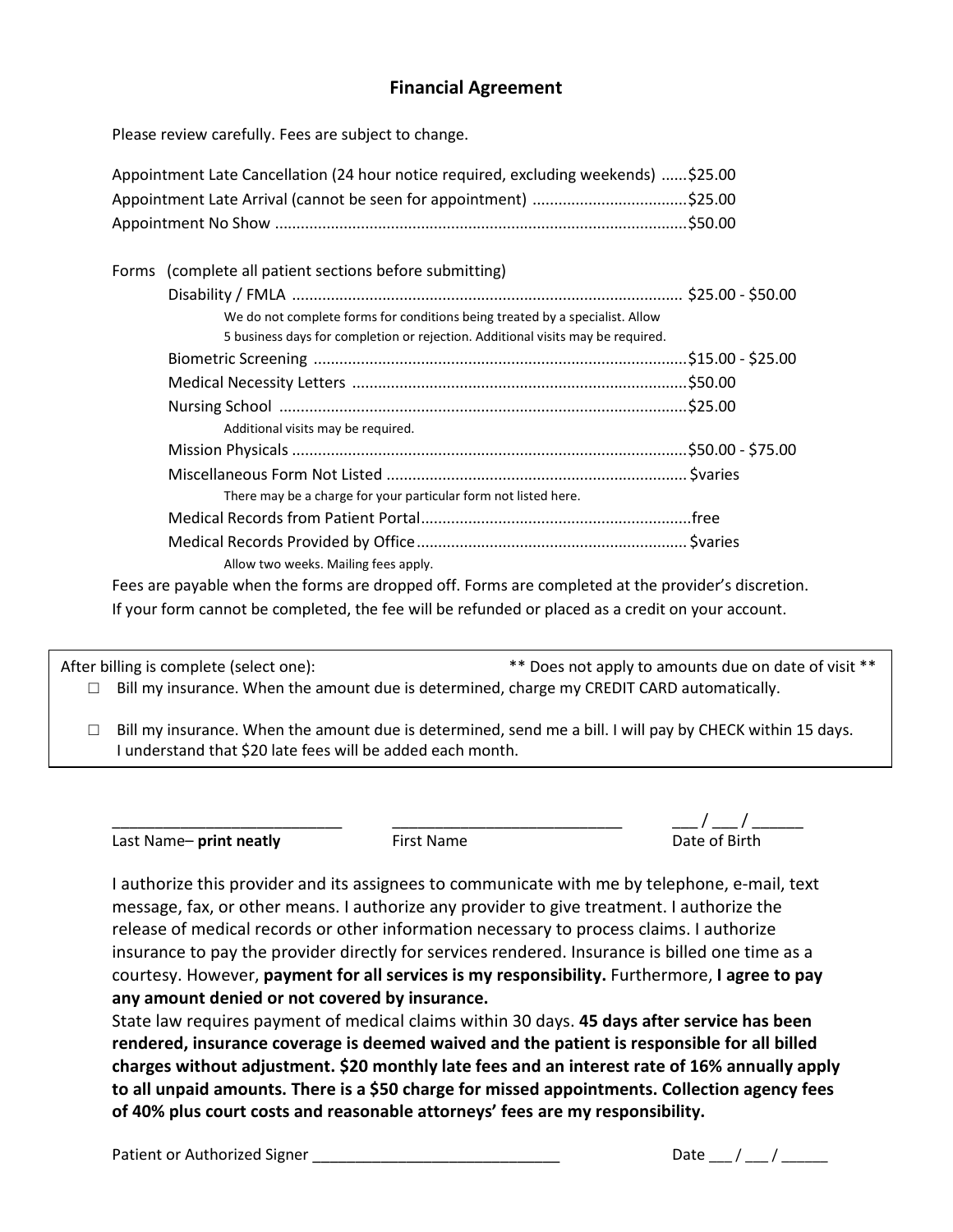## Financial Agreement

Please review carefully. Fees are subject to change.

| | |
|---|---|
| Appointment Late Cancellation (24 hour notice required, excluding weekends) | $25.00 |
| Appointment Late Arrival (cannot be seen for appointment) | $25.00 |
| Appointment No Show | $50.00 |

Forms (complete all patient sections before submitting)

| | |
|---|---|
| Disability / FMLA | $25.00 - $50.00 |
| We do not complete forms for conditions being treated by a specialist. Allow 5 business days for completion or rejection. Additional visits may be required. | |
| Biometric Screening | $15.00 - $25.00 |
| Medical Necessity Letters | $50.00 |
| Nursing School | $25.00 |
| Additional visits may be required. | |
| Mission Physicals | $50.00 - $75.00 |
| Miscellaneous Form Not Listed | $varies |
| There may be a charge for your particular form not listed here. | |
| Medical Records from Patient Portal | free |
| Medical Records Provided by Office | $varies |
| Allow two weeks. Mailing fees apply. | |

Fees are payable when the forms are dropped off. Forms are completed at the provider's discretion. If your form cannot be completed, the fee will be refunded or placed as a credit on your account.

After billing is complete (select one): ** Does not apply to amounts due on date of visit **

- ☐ Bill my insurance. When the amount due is determined, charge my CREDIT CARD automatically.
- ☐ Bill my insurance. When the amount due is determined, send me a bill. I will pay by CHECK within 15 days. I understand that $20 late fees will be added each month.

___________________________ ___________________________ ___ / ___ / ______

Last Name– **print neatly** First Name Date of Birth

I authorize this provider and its assignees to communicate with me by telephone, e-mail, text message, fax, or other means. I authorize any provider to give treatment. I authorize the release of medical records or other information necessary to process claims. I authorize insurance to pay the provider directly for services rendered. Insurance is billed one time as a courtesy. However, **payment for all services is my responsibility.** Furthermore, **I agree to pay any amount denied or not covered by insurance.**

State law requires payment of medical claims within 30 days. **45 days after service has been rendered, insurance coverage is deemed waived and the patient is responsible for all billed charges without adjustment. $20 monthly late fees and an interest rate of 16% annually apply to all unpaid amounts. There is a $50 charge for missed appointments. Collection agency fees of 40% plus court costs and reasonable attorneys' fees are my responsibility.**

Patient or Authorized Signer _____________________________ Date ___ / ___ / ______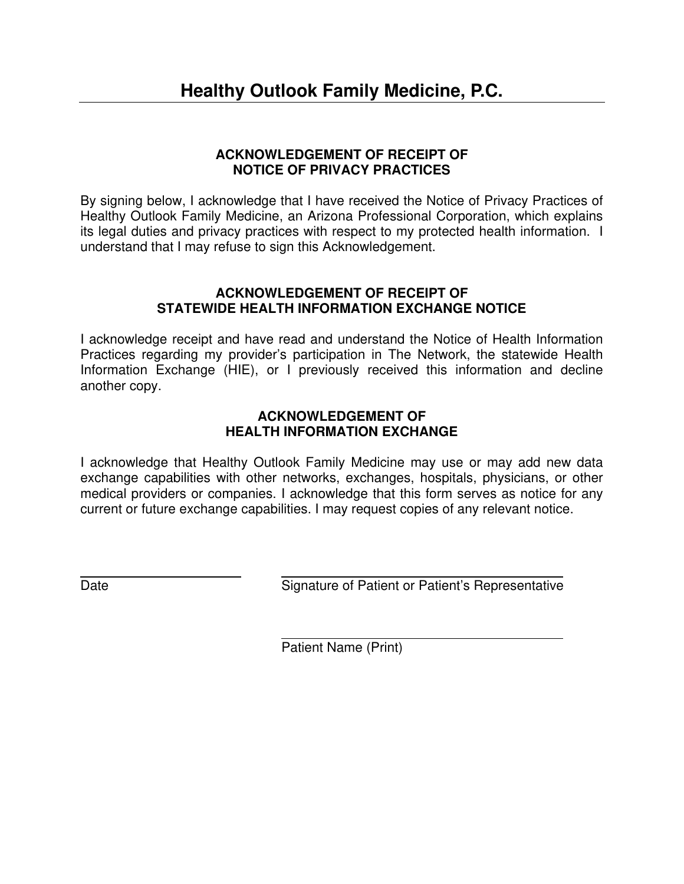# Healthy Outlook Family Medicine, P.C.

### ACKNOWLEDGEMENT OF RECEIPT OF NOTICE OF PRIVACY PRACTICES

By signing below, I acknowledge that I have received the Notice of Privacy Practices of Healthy Outlook Family Medicine, an Arizona Professional Corporation, which explains its legal duties and privacy practices with respect to my protected health information. I understand that I may refuse to sign this Acknowledgement.

### ACKNOWLEDGEMENT OF RECEIPT OF STATEWIDE HEALTH INFORMATION EXCHANGE NOTICE

I acknowledge receipt and have read and understand the Notice of Health Information Practices regarding my provider's participation in The Network, the statewide Health Information Exchange (HIE), or I previously received this information and decline another copy.

### ACKNOWLEDGEMENT OF HEALTH INFORMATION EXCHANGE

I acknowledge that Healthy Outlook Family Medicine may use or may add new data exchange capabilities with other networks, exchanges, hospitals, physicians, or other medical providers or companies. I acknowledge that this form serves as notice for any current or future exchange capabilities. I may request copies of any relevant notice.

______________________ ______________________________________

Date Signature of Patient or Patient's Representative

______________________________________

Patient Name (Print)